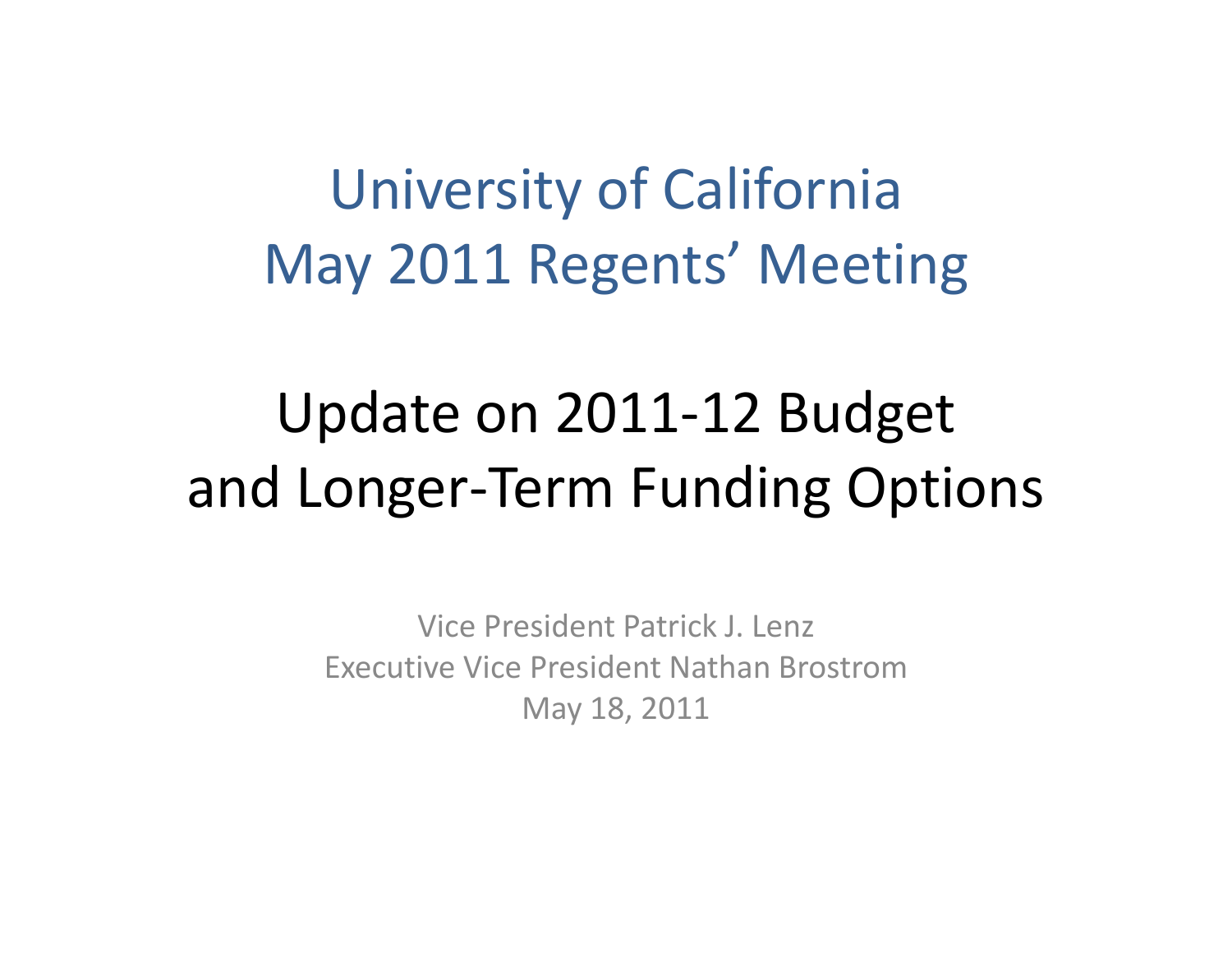# University of California
# May 2011 Regents' Meeting

## Update on 2011-12 Budget and Longer-Term Funding Options

Vice President Patrick J. Lenz
Executive Vice President Nathan Brostrom
May 18, 2011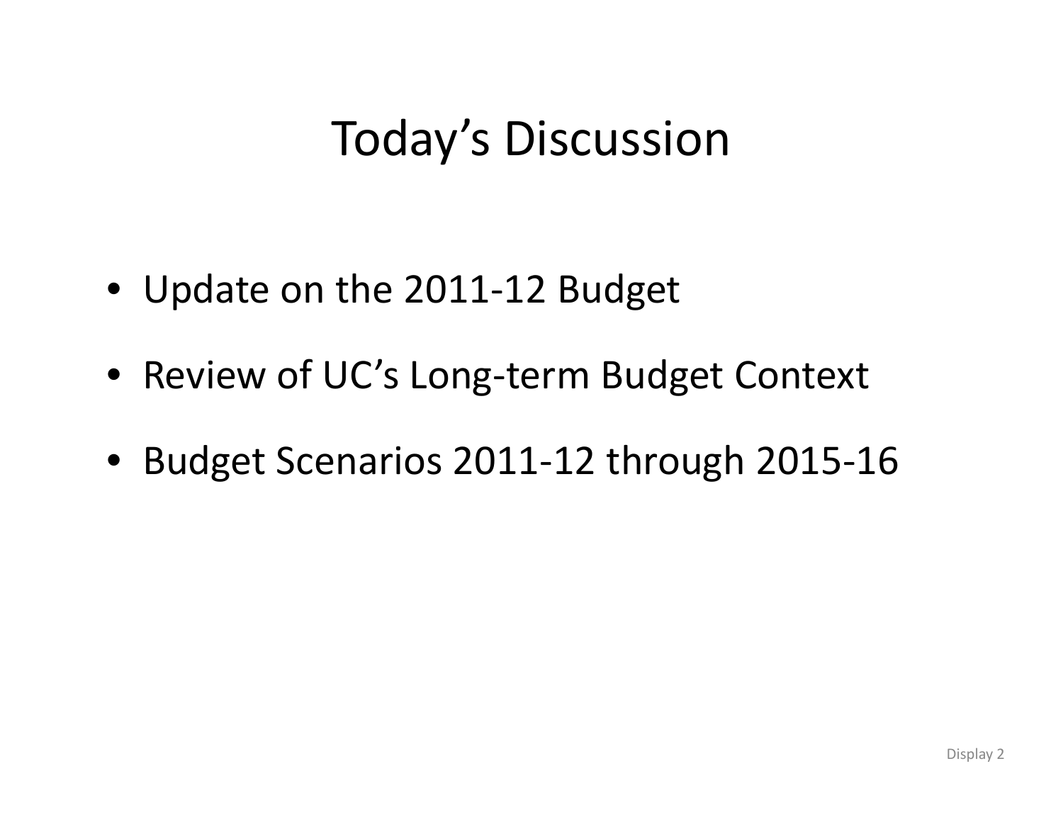# Today's Discussion

- Update on the 2011-12 Budget
- Review of UC's Long-term Budget Context
- Budget Scenarios 2011-12 through 2015-16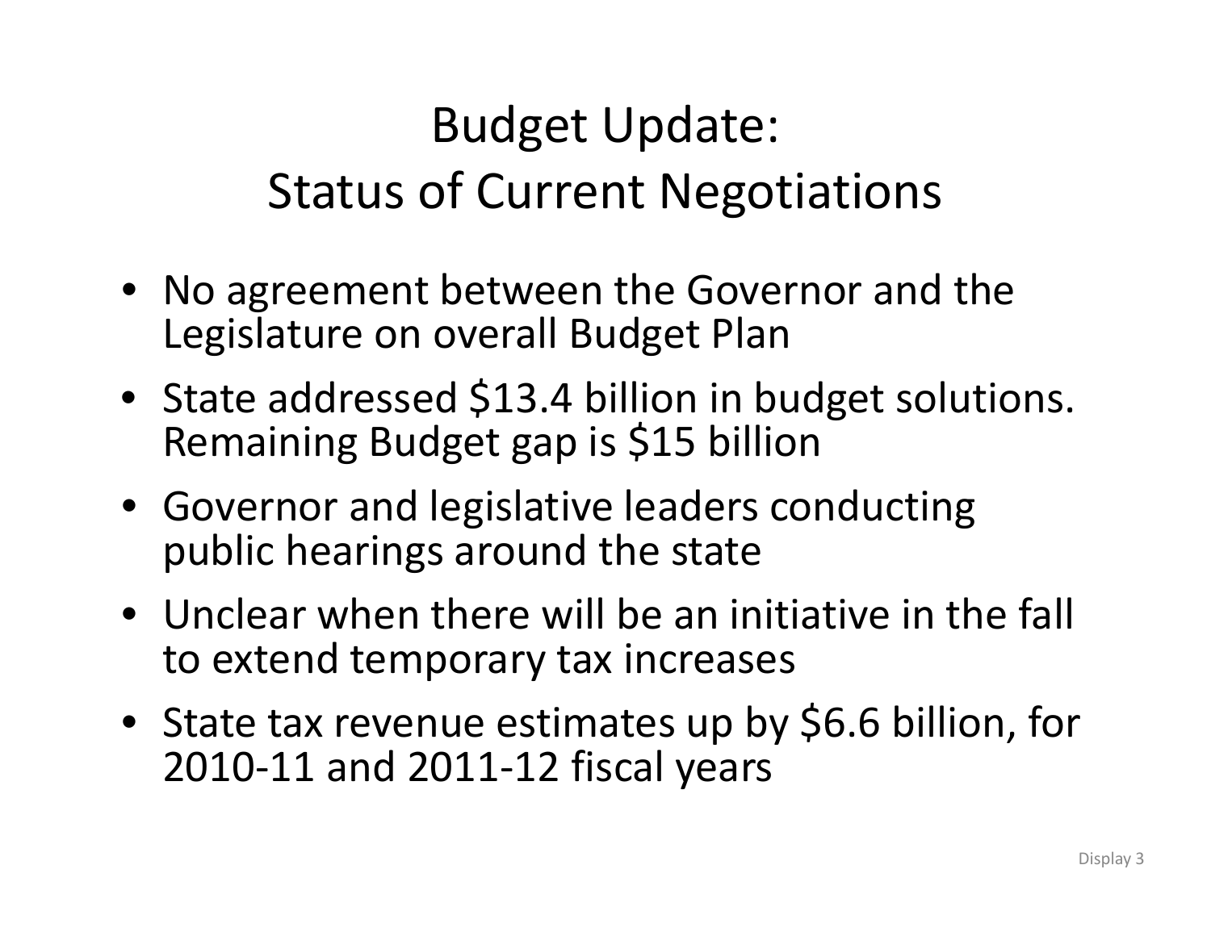# Budget Update: Status of Current Negotiations

- No agreement between the Governor and the Legislature on overall Budget Plan
- State addressed $13.4 billion in budget solutions. Remaining Budget gap is $15 billion
- Governor and legislative leaders conducting public hearings around the state
- Unclear when there will be an initiative in the fall to extend temporary tax increases
- State tax revenue estimates up by $6.6 billion, for 2010-11 and 2011-12 fiscal years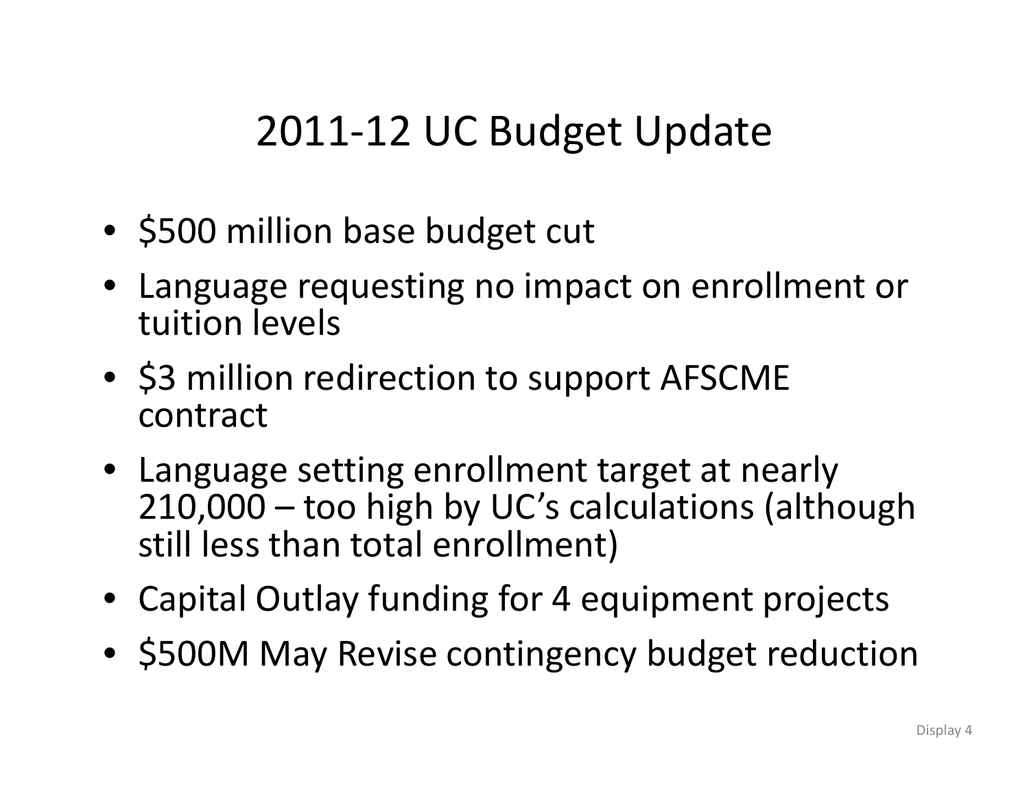# 2011-12 UC Budget Update

- $500 million base budget cut
- Language requesting no impact on enrollment or tuition levels
- $3 million redirection to support AFSCME contract
- Language setting enrollment target at nearly 210,000 – too high by UC's calculations (although still less than total enrollment)
- Capital Outlay funding for 4 equipment projects
- $500M May Revise contingency budget reduction

Display 4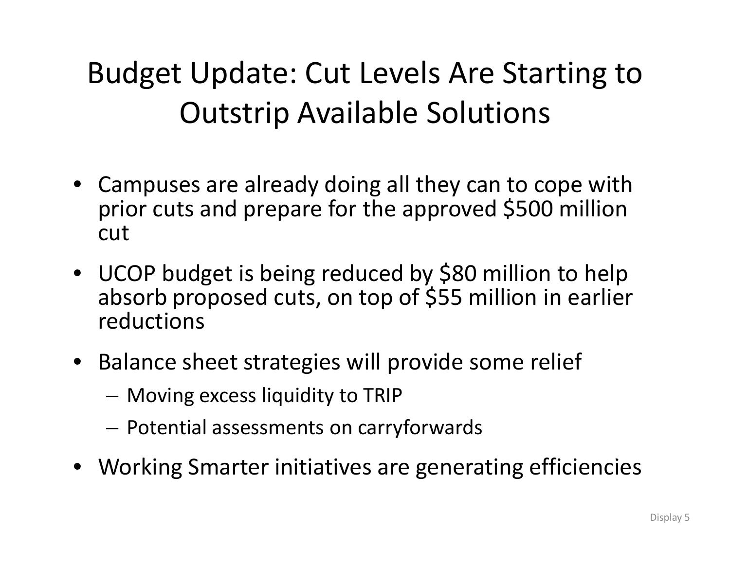# Budget Update: Cut Levels Are Starting to Outstrip Available Solutions

- Campuses are already doing all they can to cope with prior cuts and prepare for the approved $500 million cut
- UCOP budget is being reduced by $80 million to help absorb proposed cuts, on top of $55 million in earlier reductions
- Balance sheet strategies will provide some relief
  - Moving excess liquidity to TRIP
  - Potential assessments on carryforwards
- Working Smarter initiatives are generating efficiencies

Display 5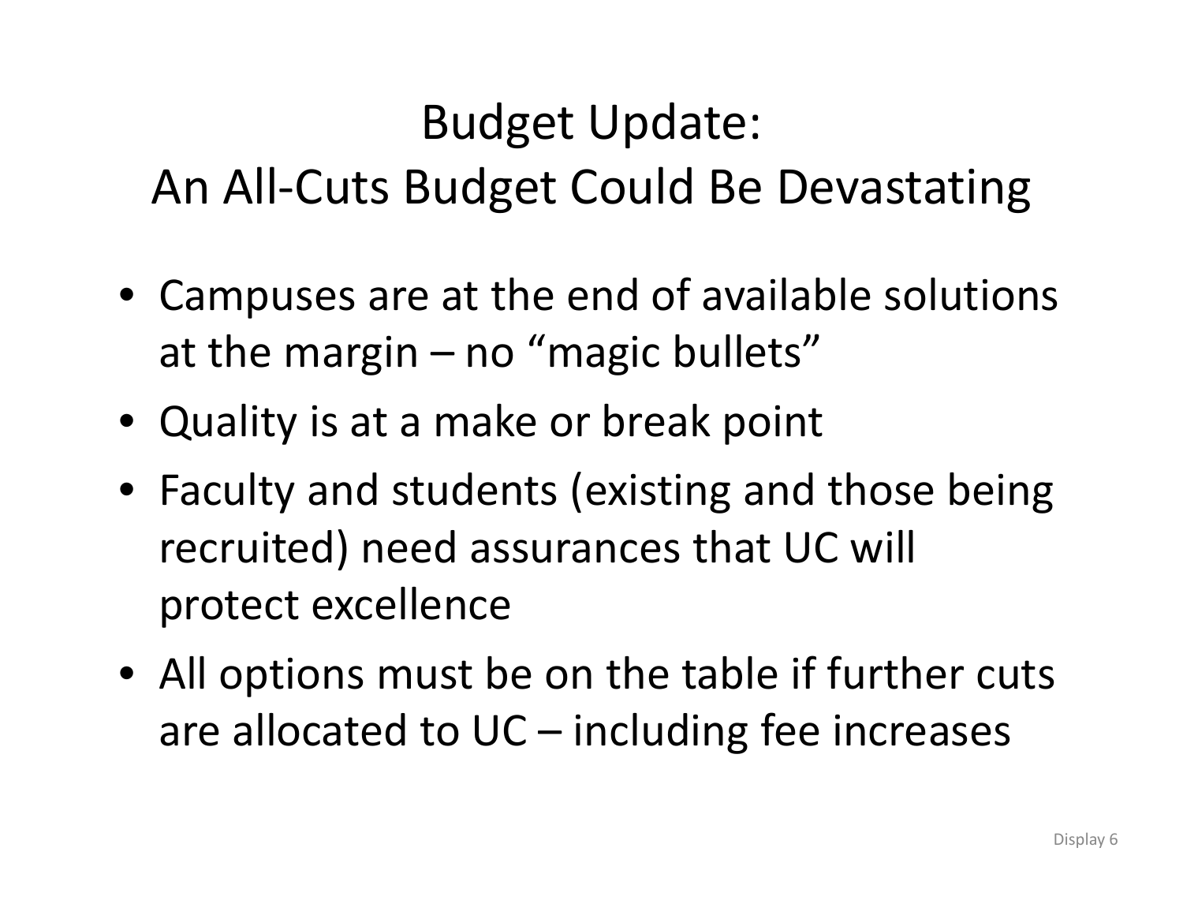# Budget Update: An All-Cuts Budget Could Be Devastating

- Campuses are at the end of available solutions at the margin – no "magic bullets"
- Quality is at a make or break point
- Faculty and students (existing and those being recruited) need assurances that UC will protect excellence
- All options must be on the table if further cuts are allocated to UC – including fee increases

Display 6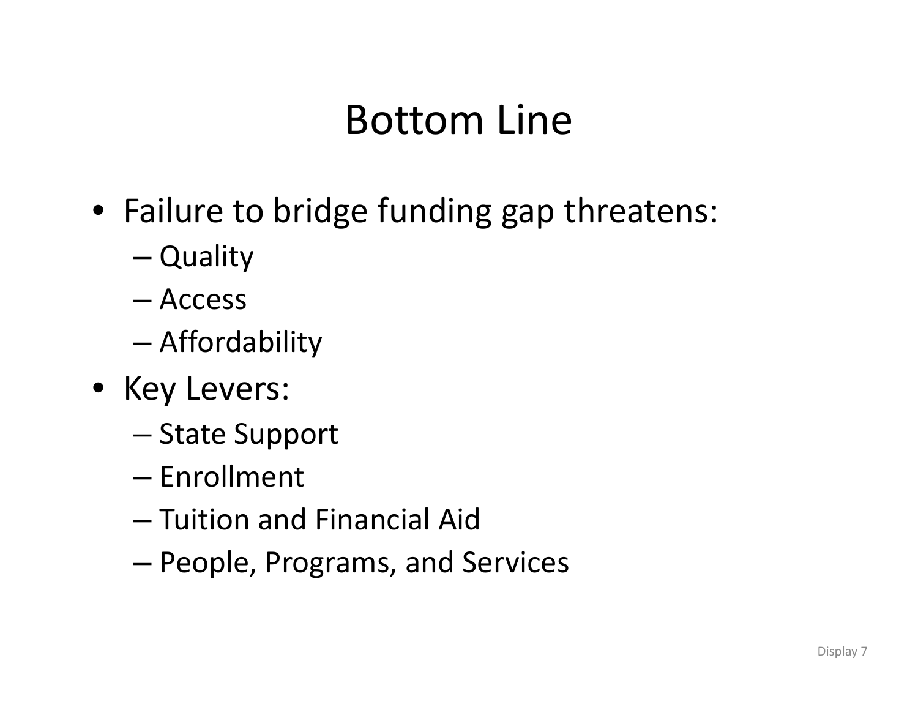# Bottom Line

- Failure to bridge funding gap threatens:
  - Quality
  - Access
  - Affordability
- Key Levers:
  - State Support
  - Enrollment
  - Tuition and Financial Aid
  - People, Programs, and Services

Display 7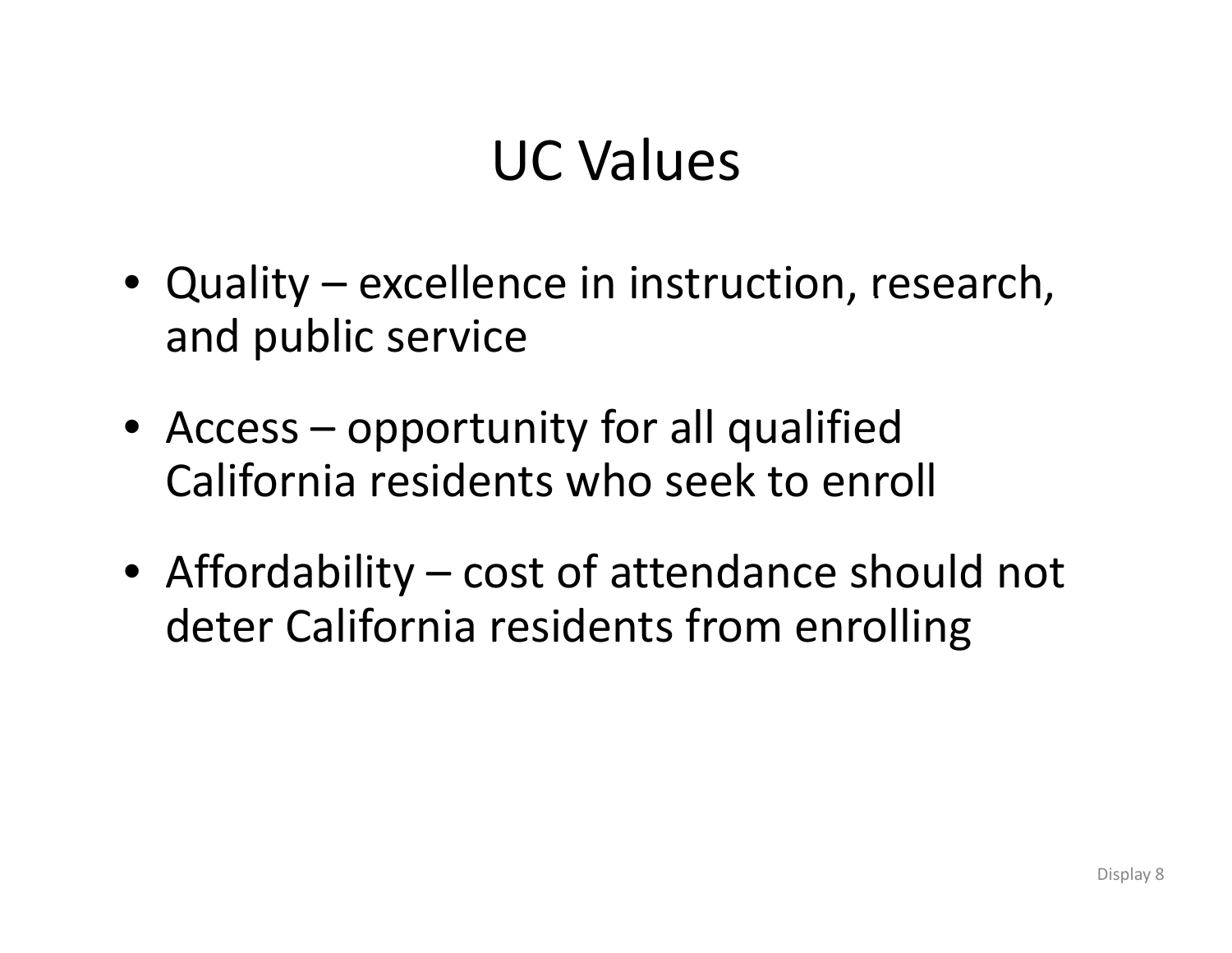# UC Values

- Quality – excellence in instruction, research, and public service
- Access – opportunity for all qualified California residents who seek to enroll
- Affordability – cost of attendance should not deter California residents from enrolling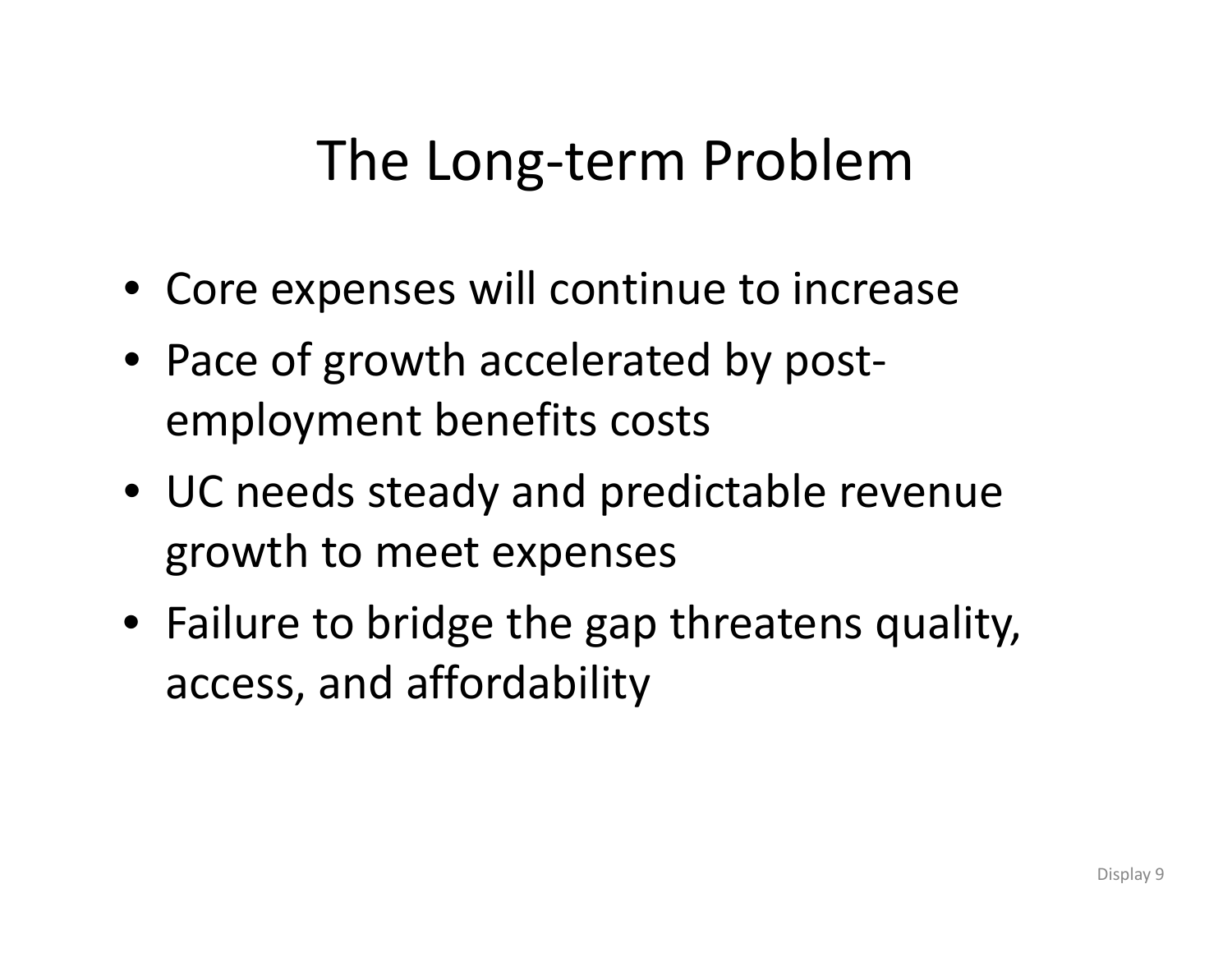# The Long-term Problem

- Core expenses will continue to increase
- Pace of growth accelerated by post-employment benefits costs
- UC needs steady and predictable revenue growth to meet expenses
- Failure to bridge the gap threatens quality, access, and affordability

Display 9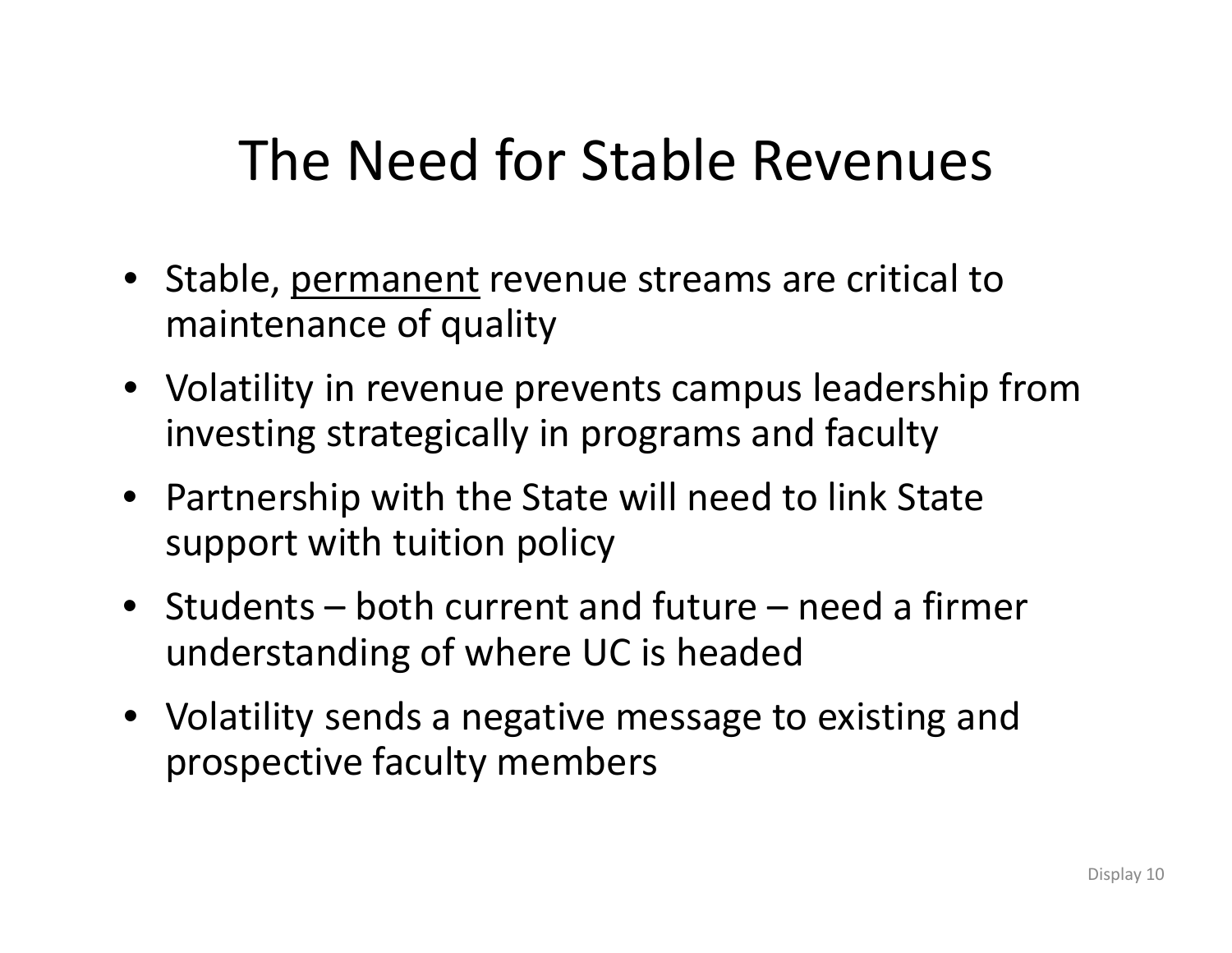# The Need for Stable Revenues

- Stable, <u>permanent</u> revenue streams are critical to maintenance of quality
- Volatility in revenue prevents campus leadership from investing strategically in programs and faculty
- Partnership with the State will need to link State support with tuition policy
- Students – both current and future – need a firmer understanding of where UC is headed
- Volatility sends a negative message to existing and prospective faculty members

Display 10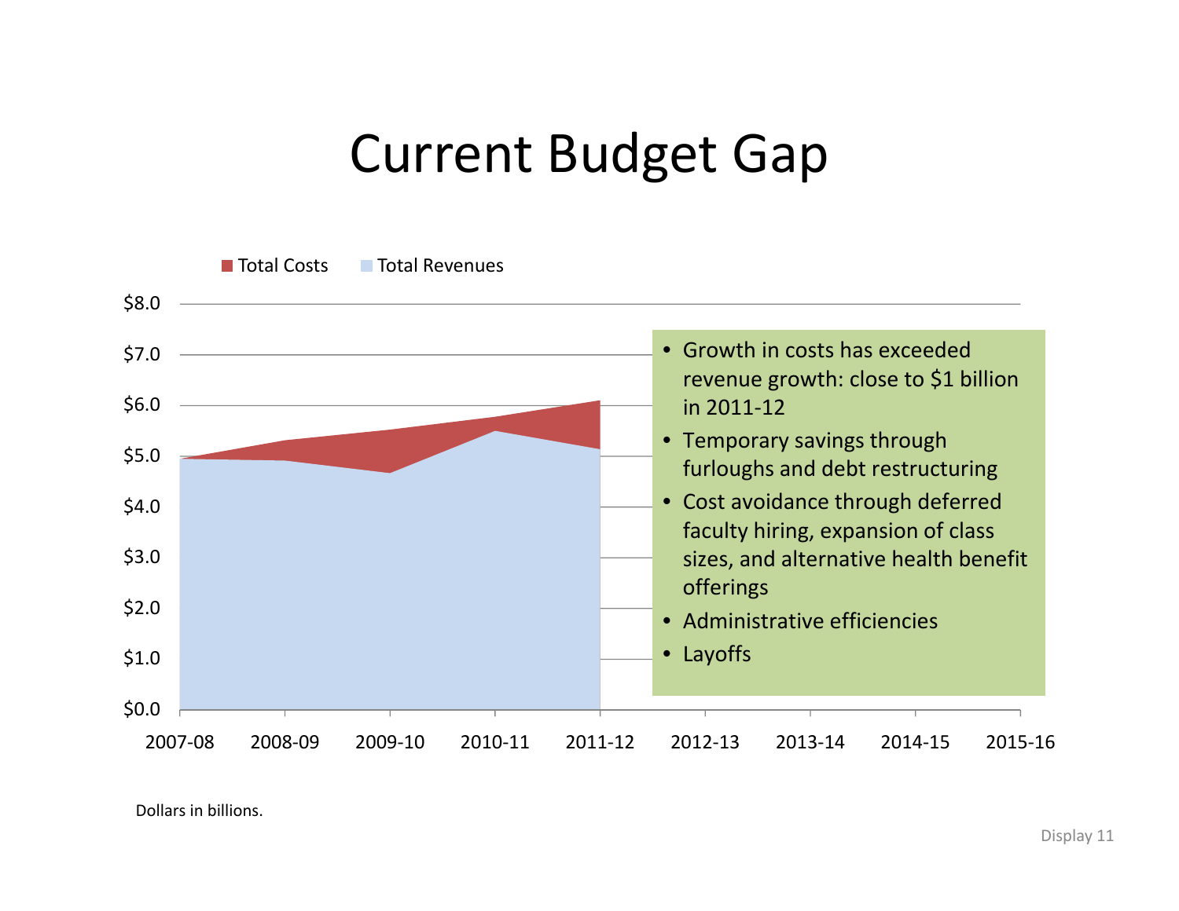# Current Budget Gap

Total Costs | Total Revenues

$8.0
$7.0
$6.0
$5.0
$4.0
$3.0
$2.0
$1.0
$0.0

2007-08 | 2008-09 | 2009-10 | 2010-11 | 2011-12 | 2012-13 | 2013-14 | 2014-15 | 2015-16

- Growth in costs has exceeded revenue growth: close to $1 billion in 2011-12
- Temporary savings through furloughs and debt restructuring
- Cost avoidance through deferred faculty hiring, expansion of class sizes, and alternative health benefit offerings
- Administrative efficiencies
- Layoffs

Dollars in billions.

Display 11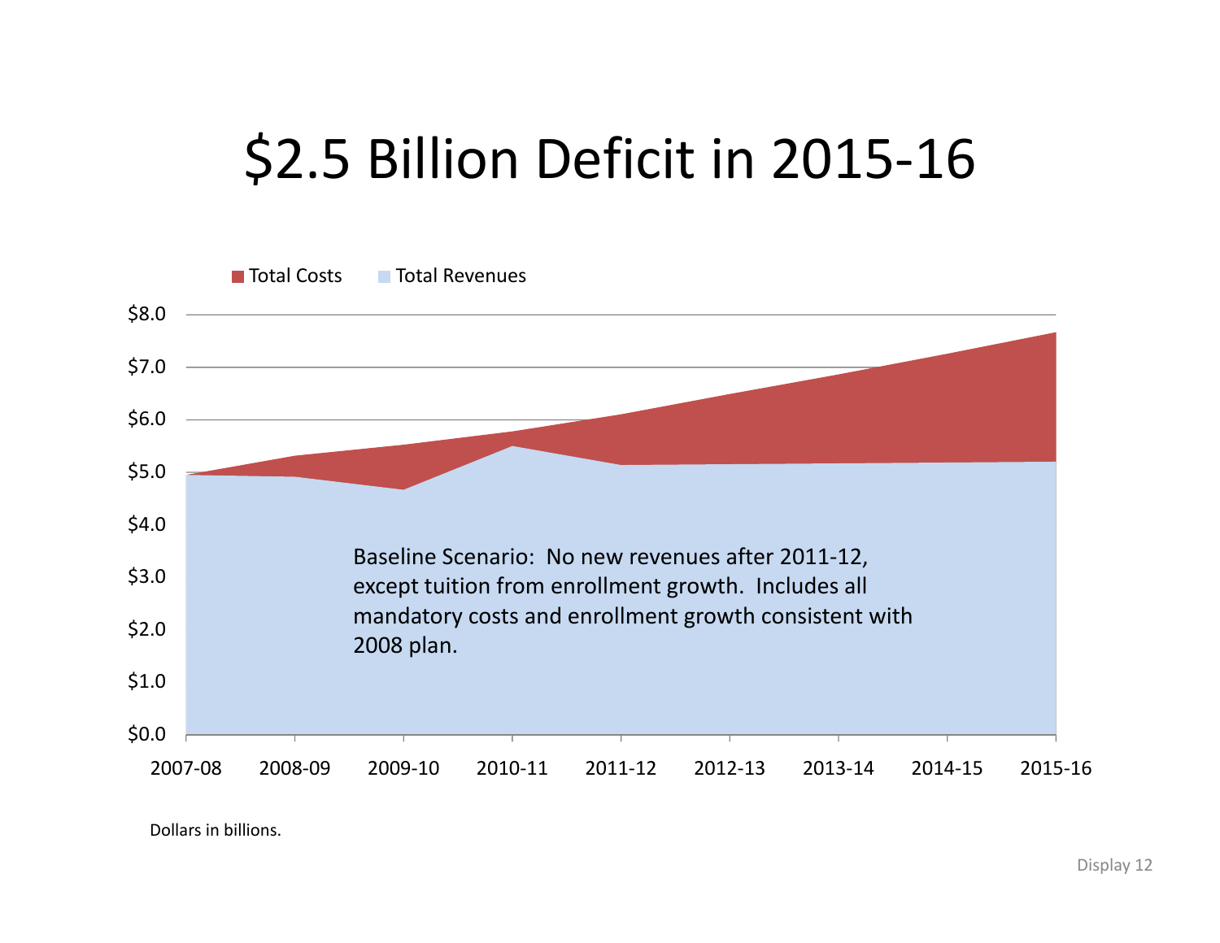# $2.5 Billion Deficit in 2015-16

Total Costs | Total Revenues

$8.0
$7.0
$6.0
$5.0
$4.0
$3.0
$2.0
$1.0
$0.0

2007-08 | 2008-09 | 2009-10 | 2010-11 | 2011-12 | 2012-13 | 2013-14 | 2014-15 | 2015-16

Baseline Scenario: No new revenues after 2011-12, except tuition from enrollment growth. Includes all mandatory costs and enrollment growth consistent with 2008 plan.

Dollars in billions.

Display 12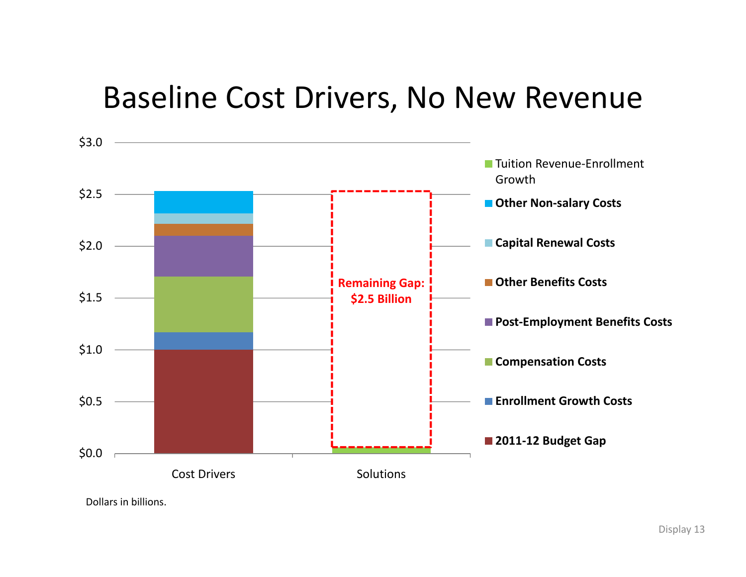# Baseline Cost Drivers, No New Revenue

$3.0

$2.5

$2.0

$1.5

$1.0

$0.5

$0.0

Cost Drivers

Solutions

**Remaining Gap: $2.5 Billion**

- Tuition Revenue-Enrollment Growth
- **Other Non-salary Costs**
- **Capital Renewal Costs**
- **Other Benefits Costs**
- **Post-Employment Benefits Costs**
- **Compensation Costs**
- **Enrollment Growth Costs**
- **2011-12 Budget Gap**

Dollars in billions.

Display 13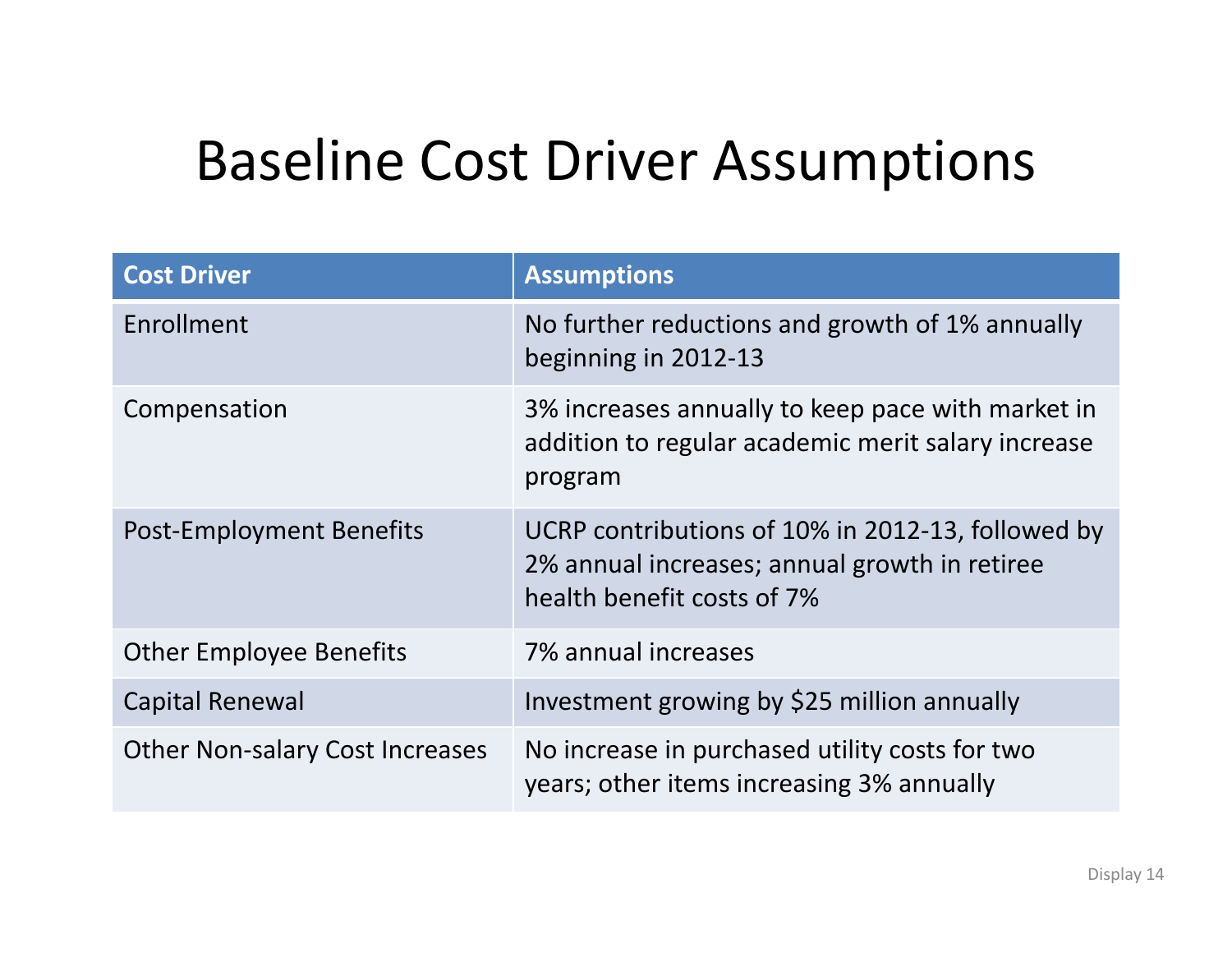# Baseline Cost Driver Assumptions

| Cost Driver | Assumptions |
|---|---|
| Enrollment | No further reductions and growth of 1% annually beginning in 2012-13 |
| Compensation | 3% increases annually to keep pace with market in addition to regular academic merit salary increase program |
| Post-Employment Benefits | UCRP contributions of 10% in 2012-13, followed by 2% annual increases; annual growth in retiree health benefit costs of 7% |
| Other Employee Benefits | 7% annual increases |
| Capital Renewal | Investment growing by $25 million annually |
| Other Non-salary Cost Increases | No increase in purchased utility costs for two years; other items increasing 3% annually |

Display 14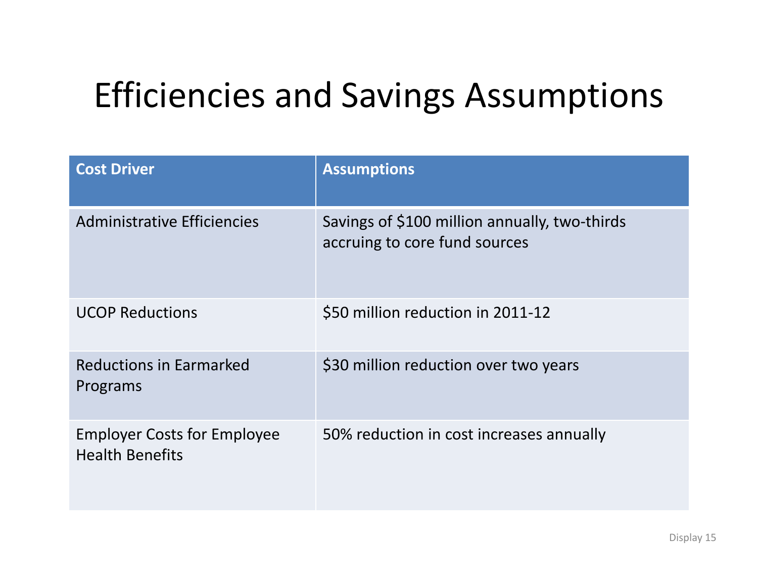# Efficiencies and Savings Assumptions

| Cost Driver | Assumptions |
|---|---|
| Administrative Efficiencies | Savings of $100 million annually, two-thirds accruing to core fund sources |
| UCOP Reductions | $50 million reduction in 2011-12 |
| Reductions in Earmarked Programs | $30 million reduction over two years |
| Employer Costs for Employee Health Benefits | 50% reduction in cost increases annually |

Display 15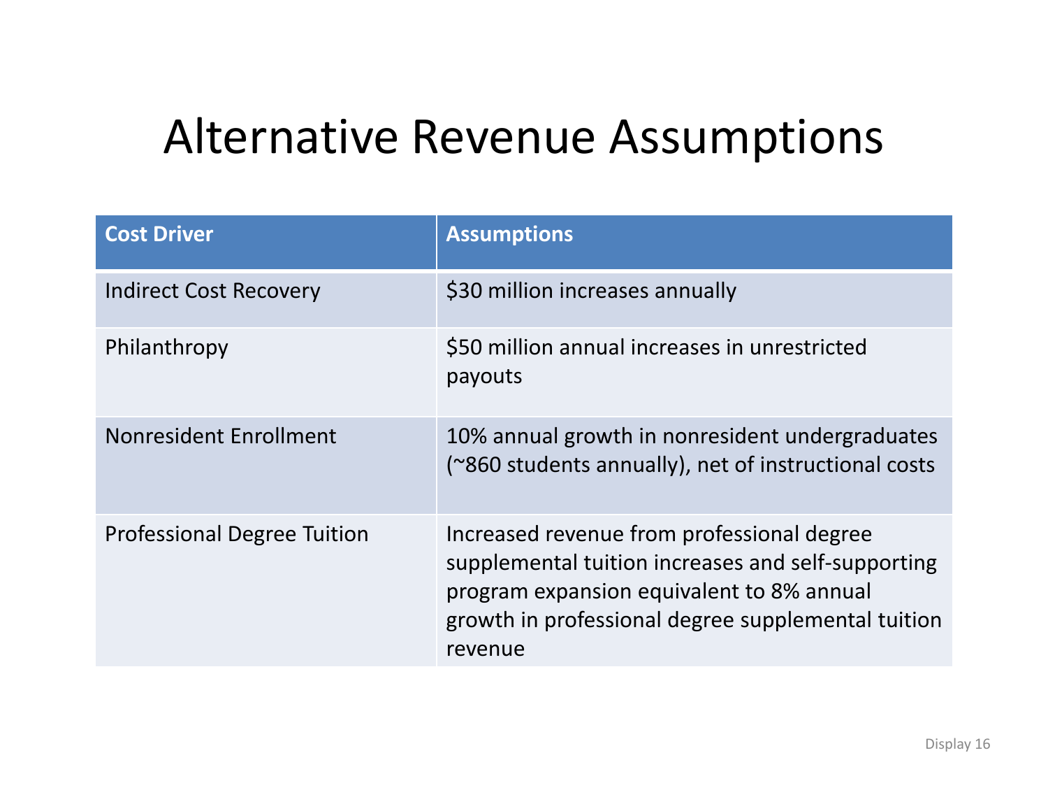# Alternative Revenue Assumptions

| Cost Driver | Assumptions |
|---|---|
| Indirect Cost Recovery | $30 million increases annually |
| Philanthropy | $50 million annual increases in unrestricted payouts |
| Nonresident Enrollment | 10% annual growth in nonresident undergraduates (~860 students annually), net of instructional costs |
| Professional Degree Tuition | Increased revenue from professional degree supplemental tuition increases and self-supporting program expansion equivalent to 8% annual growth in professional degree supplemental tuition revenue |

Display 16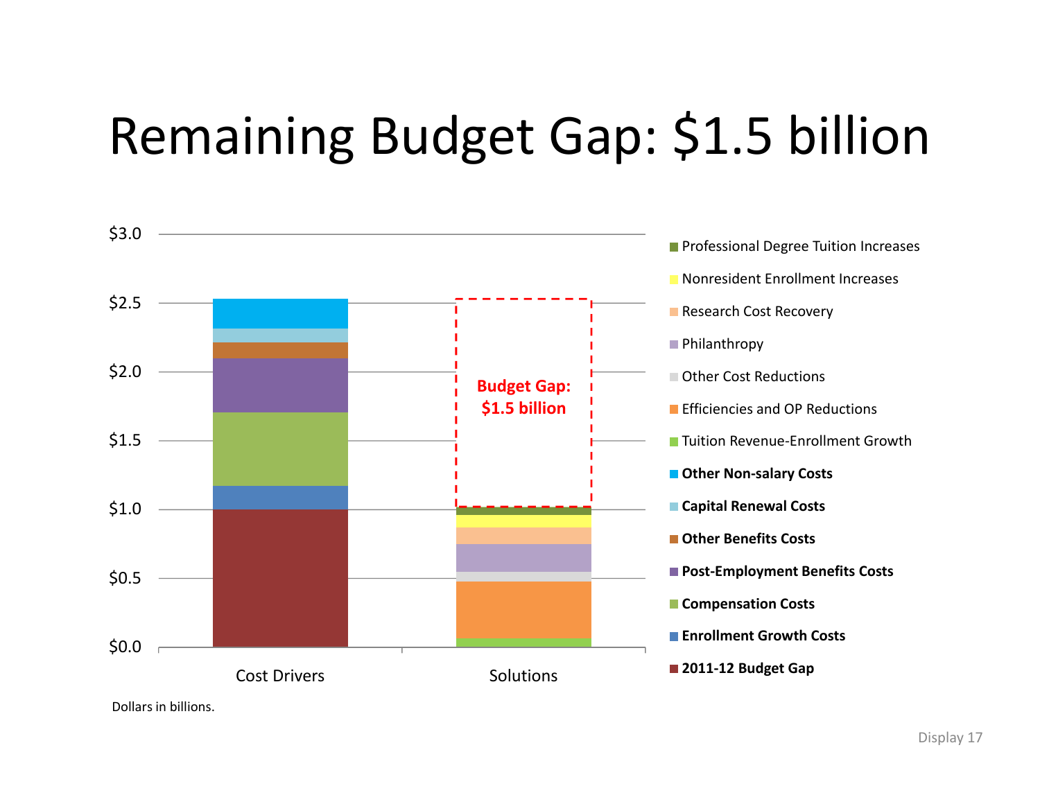# Remaining Budget Gap: $1.5 billion

$3.0
$2.5
$2.0
$1.5
$1.0
$0.5
$0.0

Budget Gap: $1.5 billion

Cost Drivers

Solutions

- Professional Degree Tuition Increases
- Nonresident Enrollment Increases
- Research Cost Recovery
- Philanthropy
- Other Cost Reductions
- Efficiencies and OP Reductions
- Tuition Revenue-Enrollment Growth
- **Other Non-salary Costs**
- **Capital Renewal Costs**
- **Other Benefits Costs**
- **Post-Employment Benefits Costs**
- **Compensation Costs**
- **Enrollment Growth Costs**
- **2011-12 Budget Gap**

Dollars in billions.

Display 17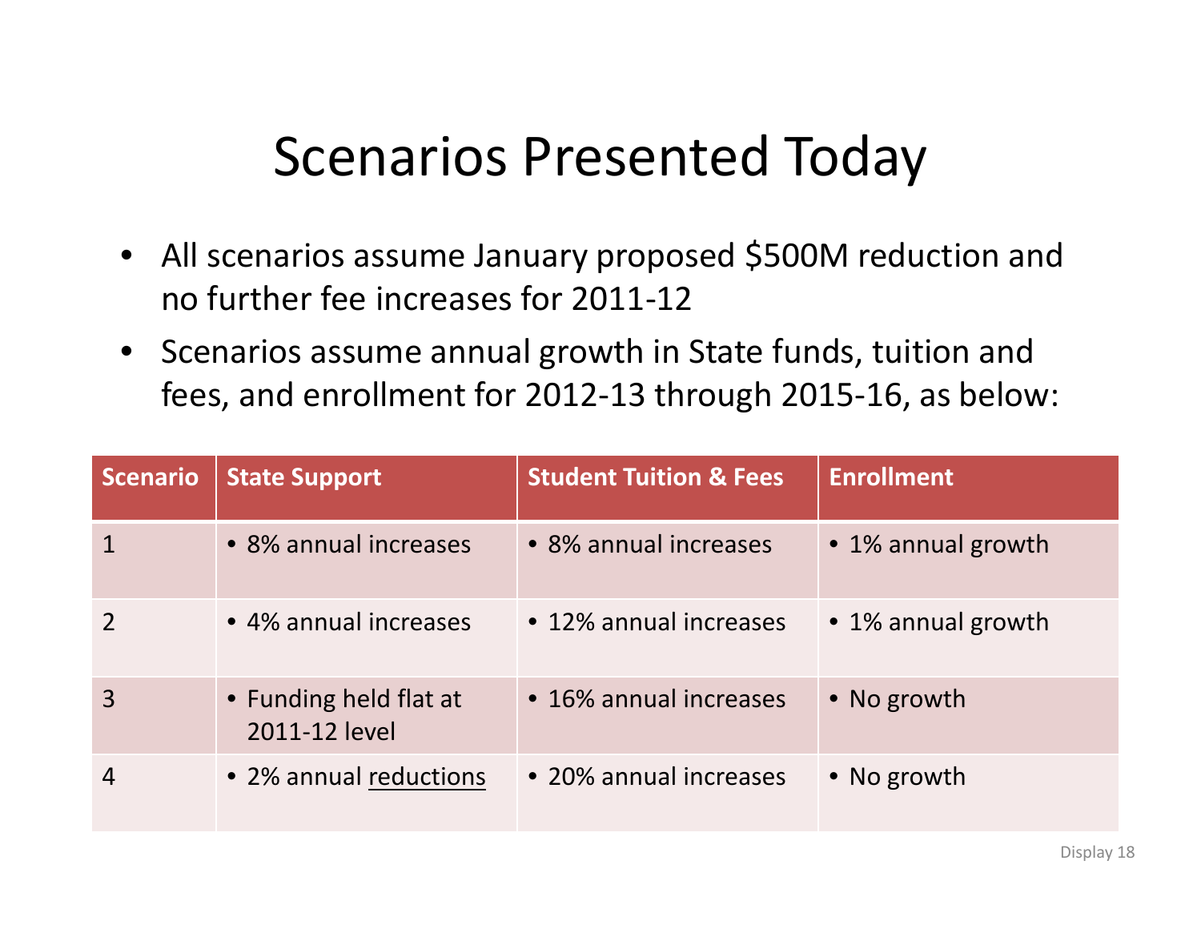# Scenarios Presented Today

- All scenarios assume January proposed $500M reduction and no further fee increases for 2011-12
- Scenarios assume annual growth in State funds, tuition and fees, and enrollment for 2012-13 through 2015-16, as below:

| Scenario | State Support | Student Tuition & Fees | Enrollment |
|---|---|---|---|
| 1 | • 8% annual increases | • 8% annual increases | • 1% annual growth |
| 2 | • 4% annual increases | • 12% annual increases | • 1% annual growth |
| 3 | • Funding held flat at 2011-12 level | • 16% annual increases | • No growth |
| 4 | • 2% annual <u>reductions</u> | • 20% annual increases | • No growth |

Display 18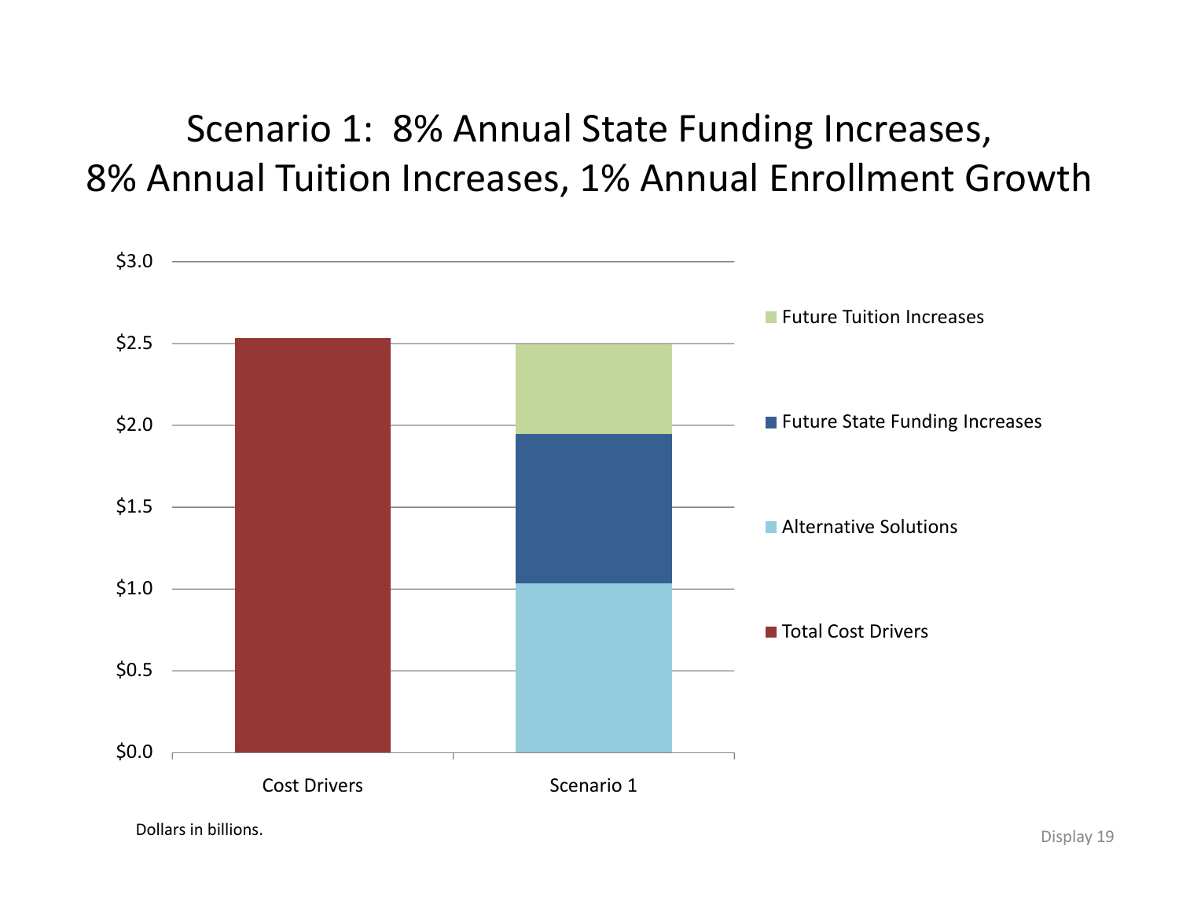# Scenario 1: 8% Annual State Funding Increases, 8% Annual Tuition Increases, 1% Annual Enrollment Growth

$3.0

$2.5

$2.0

$1.5

$1.0

$0.5

$0.0

Cost Drivers

Scenario 1

Future Tuition Increases

Future State Funding Increases

Alternative Solutions

Total Cost Drivers

Dollars in billions.

Display 19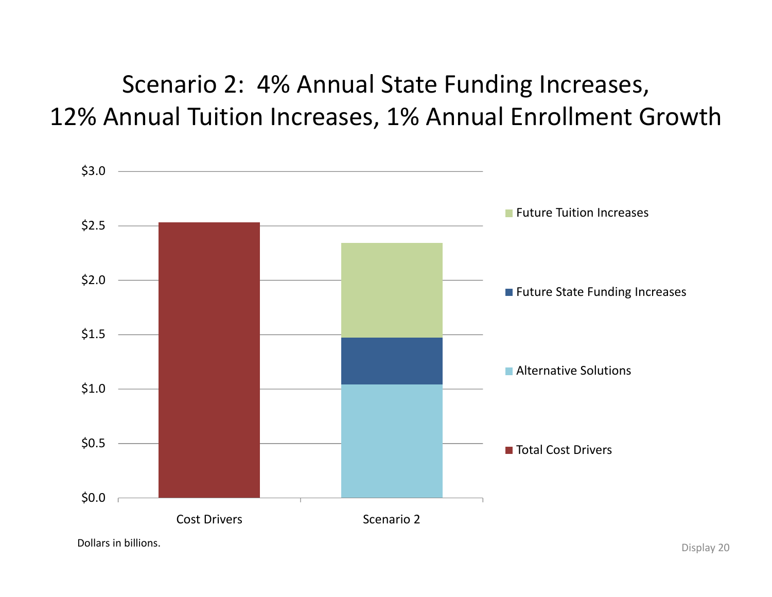# Scenario 2: 4% Annual State Funding Increases, 12% Annual Tuition Increases, 1% Annual Enrollment Growth

Dollars in billions.

Display 20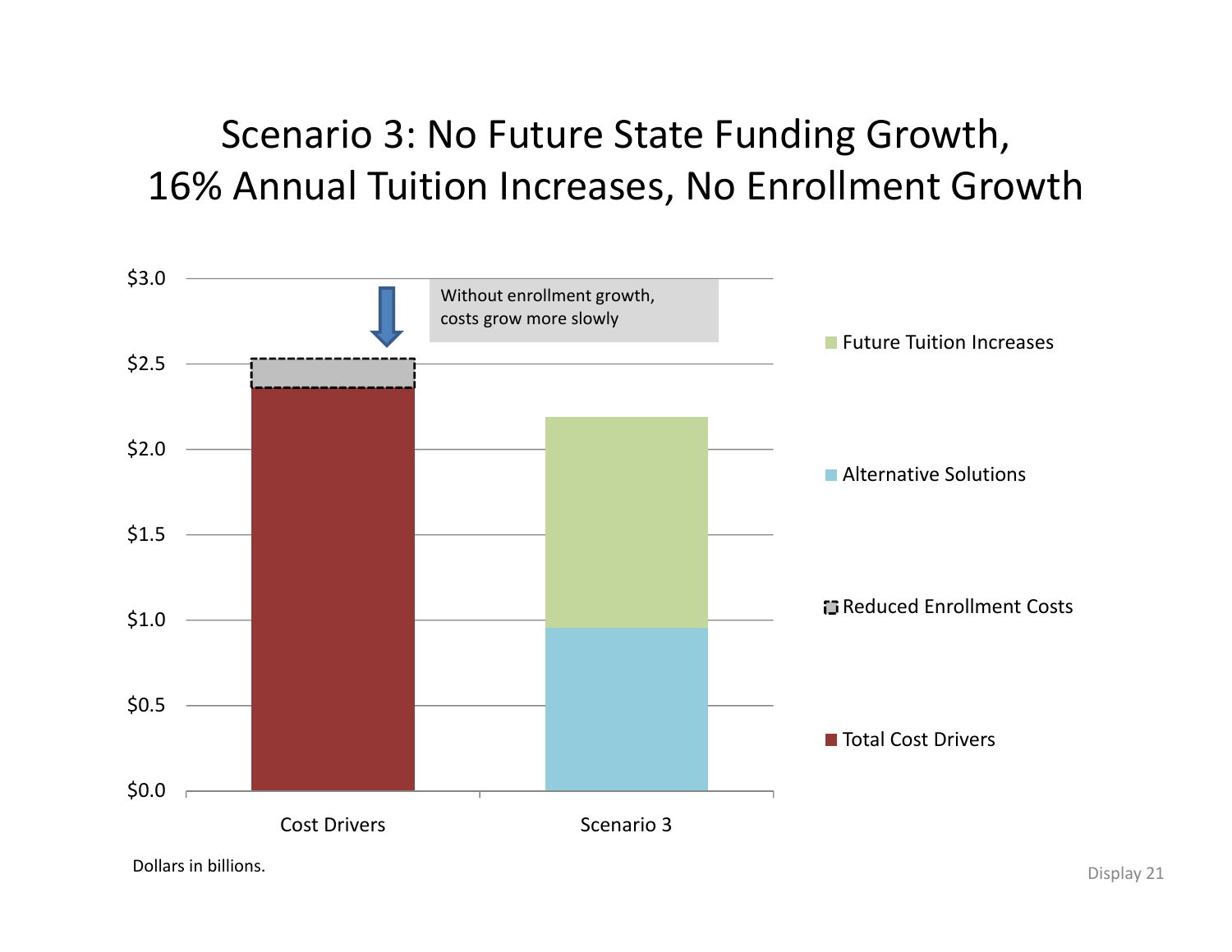# Scenario 3: No Future State Funding Growth, 16% Annual Tuition Increases, No Enrollment Growth

$3.0

$2.5

$2.0

$1.5

$1.0

$0.5

$0.0

Without enrollment growth, costs grow more slowly

Cost Drivers

Scenario 3

Future Tuition Increases

Alternative Solutions

Reduced Enrollment Costs

Total Cost Drivers

Dollars in billions.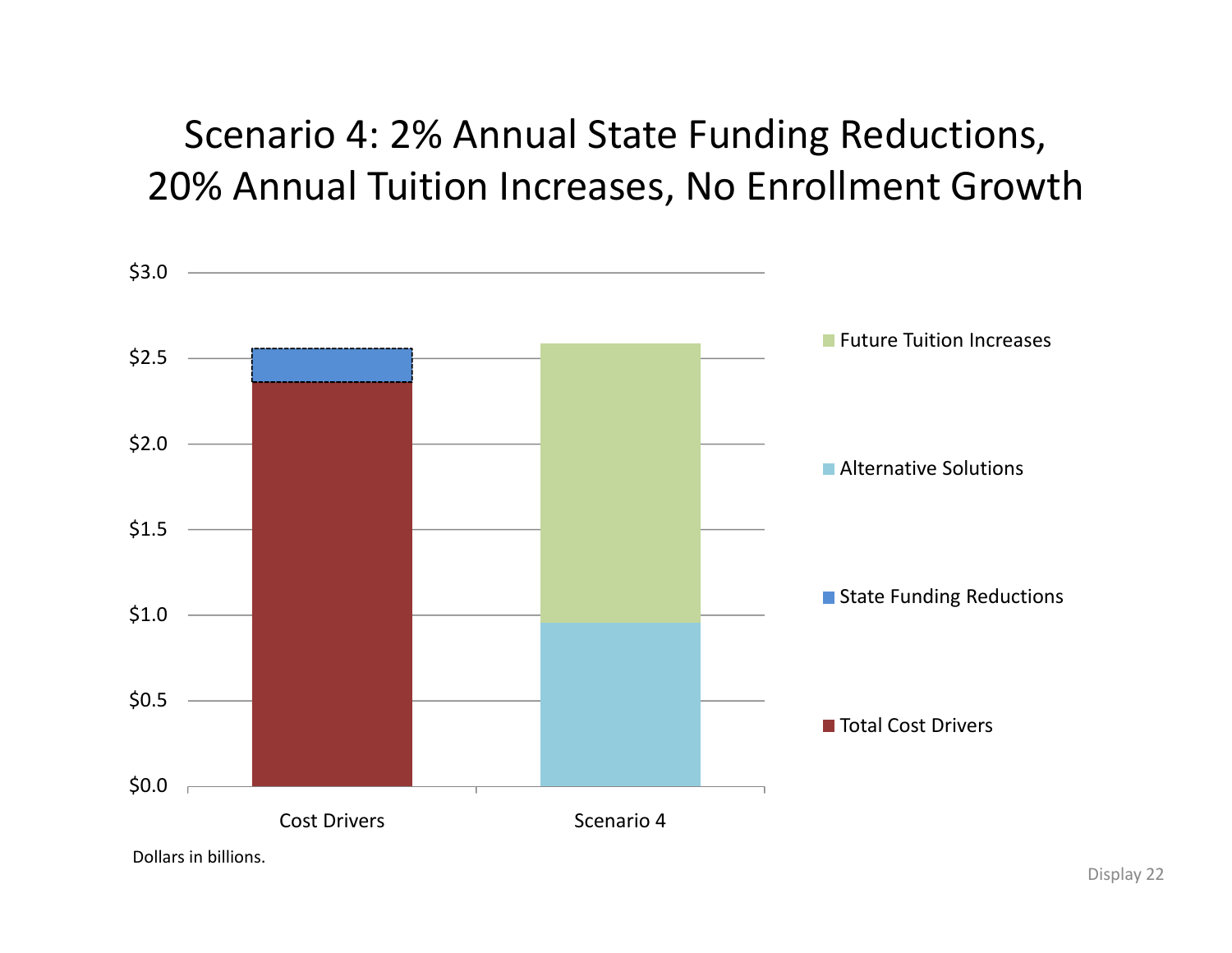# Scenario 4: 2% Annual State Funding Reductions, 20% Annual Tuition Increases, No Enrollment Growth

$3.0

$2.5

$2.0

$1.5

$1.0

$0.5

$0.0

Cost Drivers

Scenario 4

Future Tuition Increases

Alternative Solutions

State Funding Reductions

Total Cost Drivers

Dollars in billions.

Display 22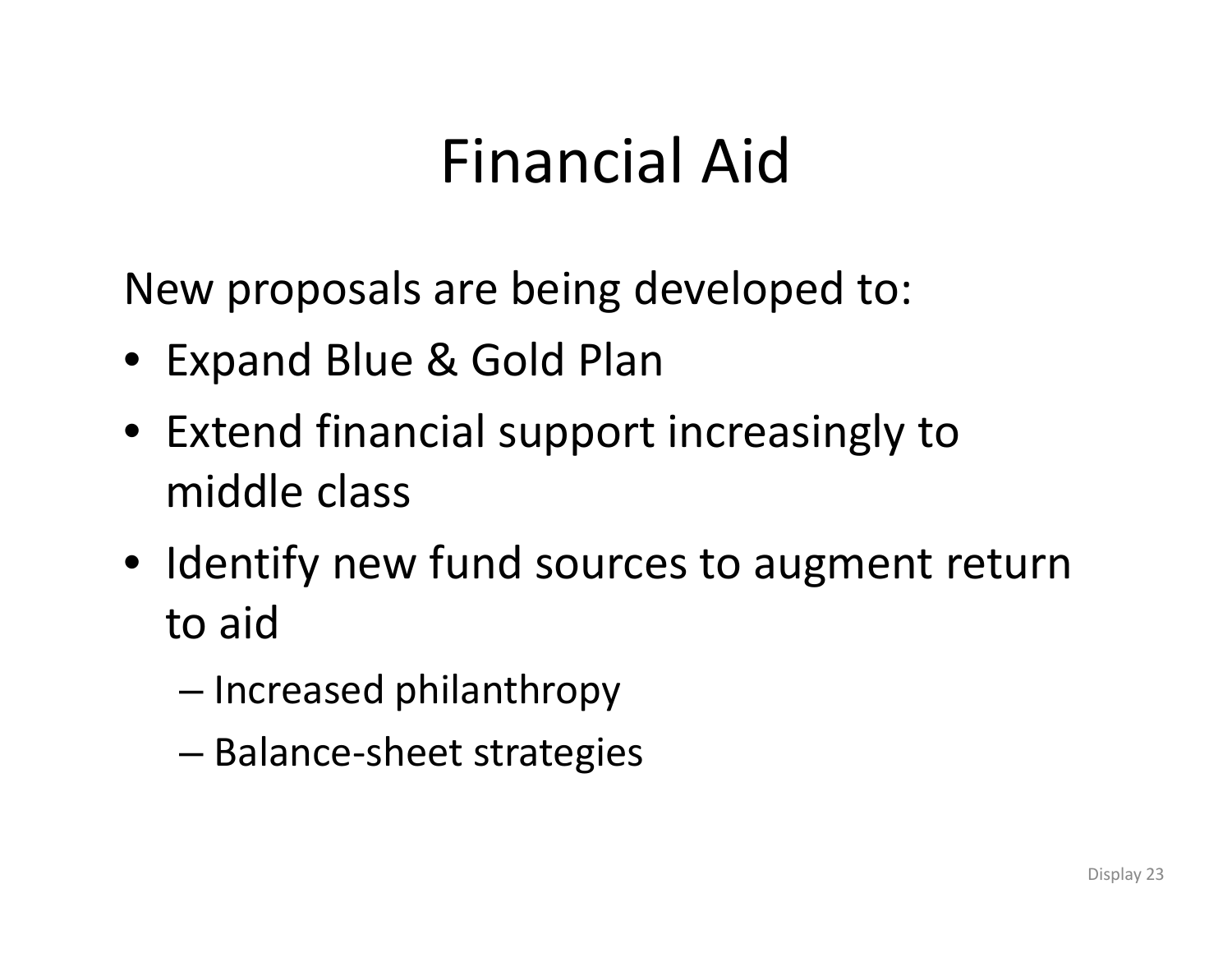# Financial Aid

New proposals are being developed to:

- Expand Blue & Gold Plan
- Extend financial support increasingly to middle class
- Identify new fund sources to augment return to aid
  - Increased philanthropy
  - Balance-sheet strategies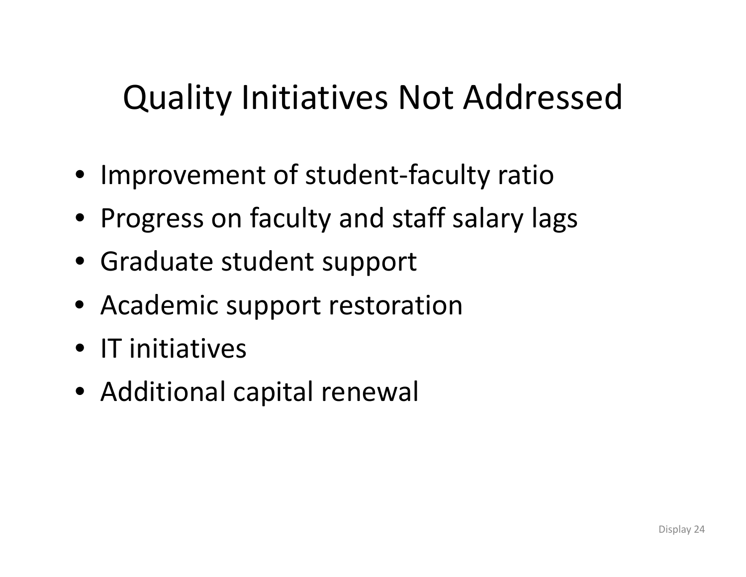# Quality Initiatives Not Addressed

- Improvement of student-faculty ratio
- Progress on faculty and staff salary lags
- Graduate student support
- Academic support restoration
- IT initiatives
- Additional capital renewal

Display 24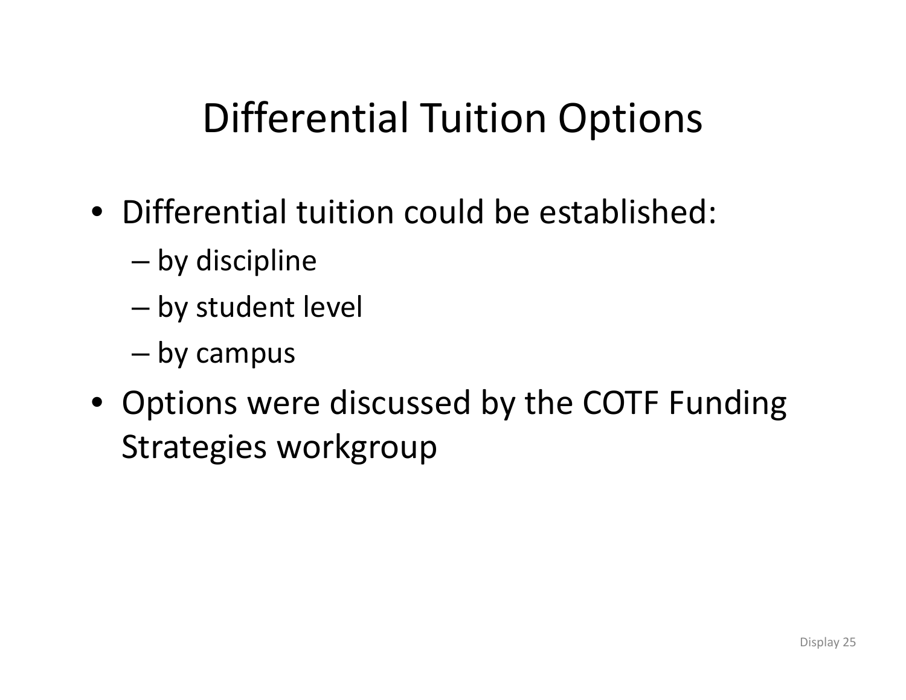# Differential Tuition Options

- Differential tuition could be established:
  - by discipline
  - by student level
  - by campus
- Options were discussed by the COTF Funding Strategies workgroup

Display 25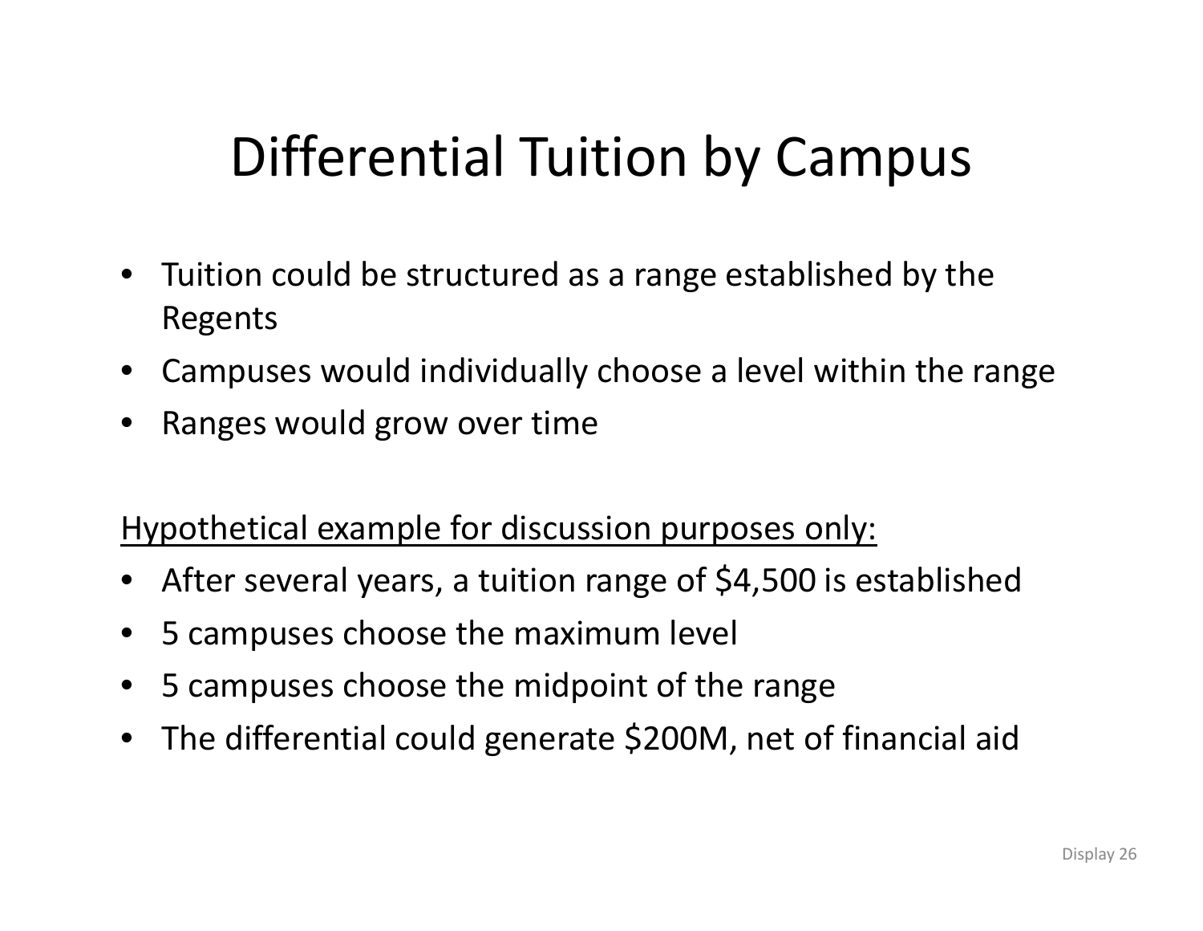# Differential Tuition by Campus

- Tuition could be structured as a range established by the Regents
- Campuses would individually choose a level within the range
- Ranges would grow over time

<u>Hypothetical example for discussion purposes only:</u>

- After several years, a tuition range of $4,500 is established
- 5 campuses choose the maximum level
- 5 campuses choose the midpoint of the range
- The differential could generate $200M, net of financial aid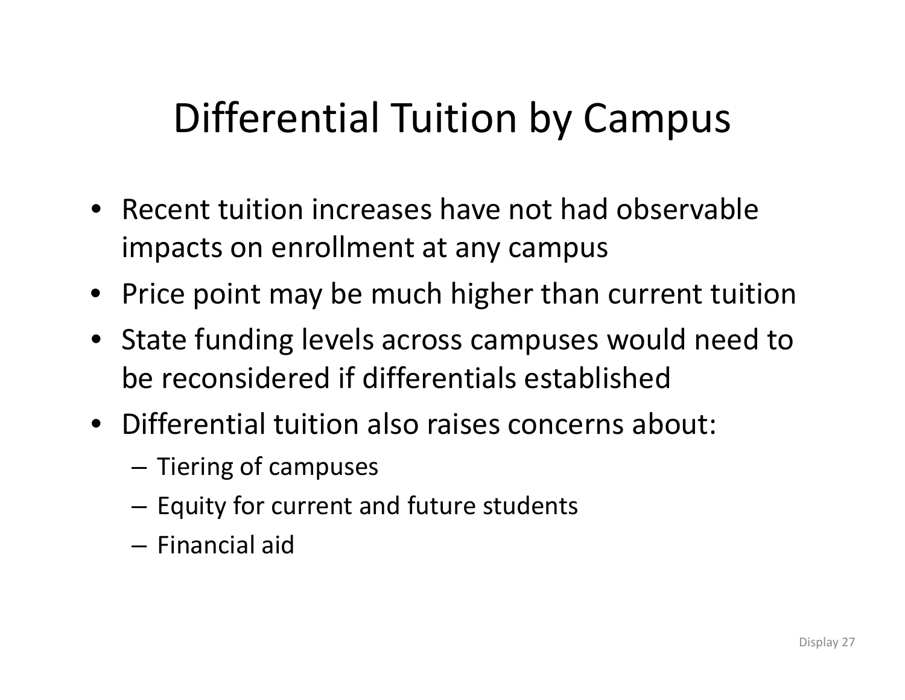# Differential Tuition by Campus

- Recent tuition increases have not had observable impacts on enrollment at any campus
- Price point may be much higher than current tuition
- State funding levels across campuses would need to be reconsidered if differentials established
- Differential tuition also raises concerns about:
  - Tiering of campuses
  - Equity for current and future students
  - Financial aid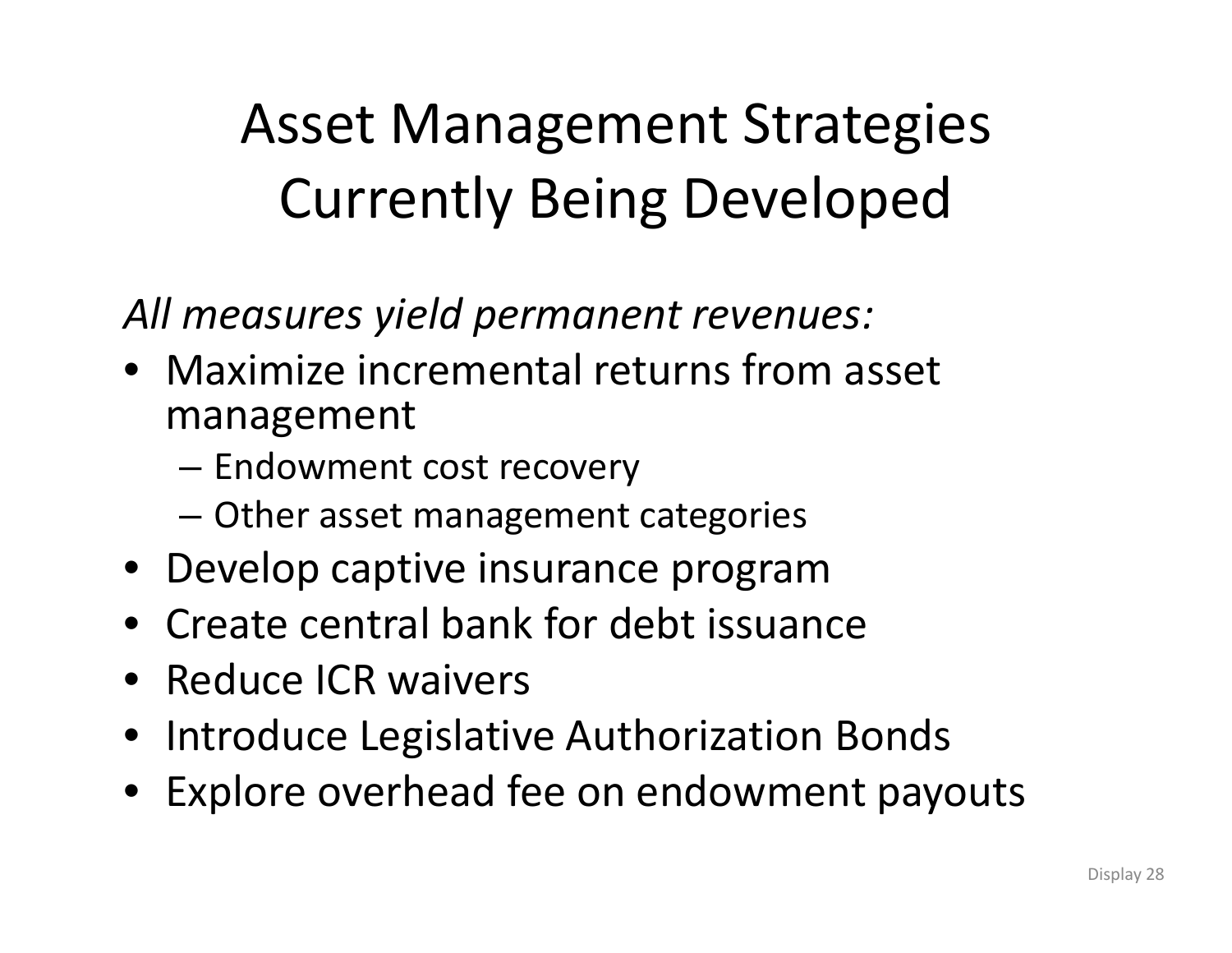# Asset Management Strategies Currently Being Developed

*All measures yield permanent revenues:*

- Maximize incremental returns from asset management
  - Endowment cost recovery
  - Other asset management categories
- Develop captive insurance program
- Create central bank for debt issuance
- Reduce ICR waivers
- Introduce Legislative Authorization Bonds
- Explore overhead fee on endowment payouts

Display 28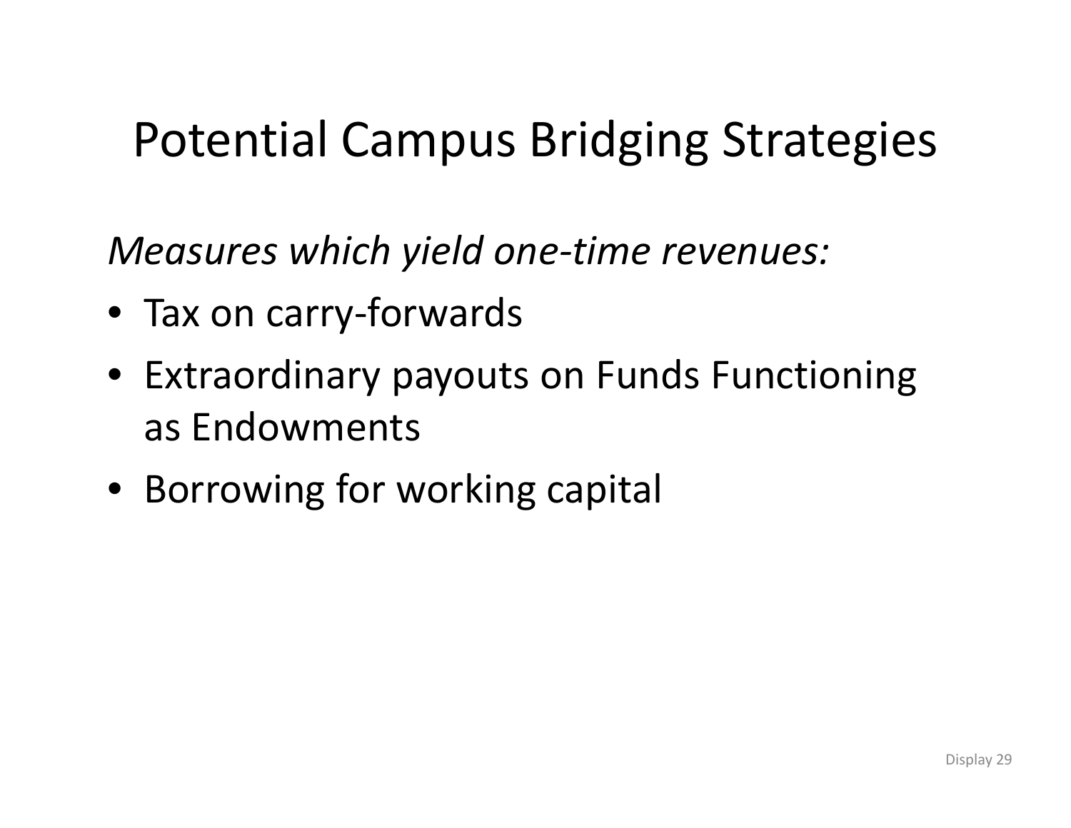# Potential Campus Bridging Strategies

*Measures which yield one-time revenues:*

- Tax on carry-forwards
- Extraordinary payouts on Funds Functioning as Endowments
- Borrowing for working capital

Display 29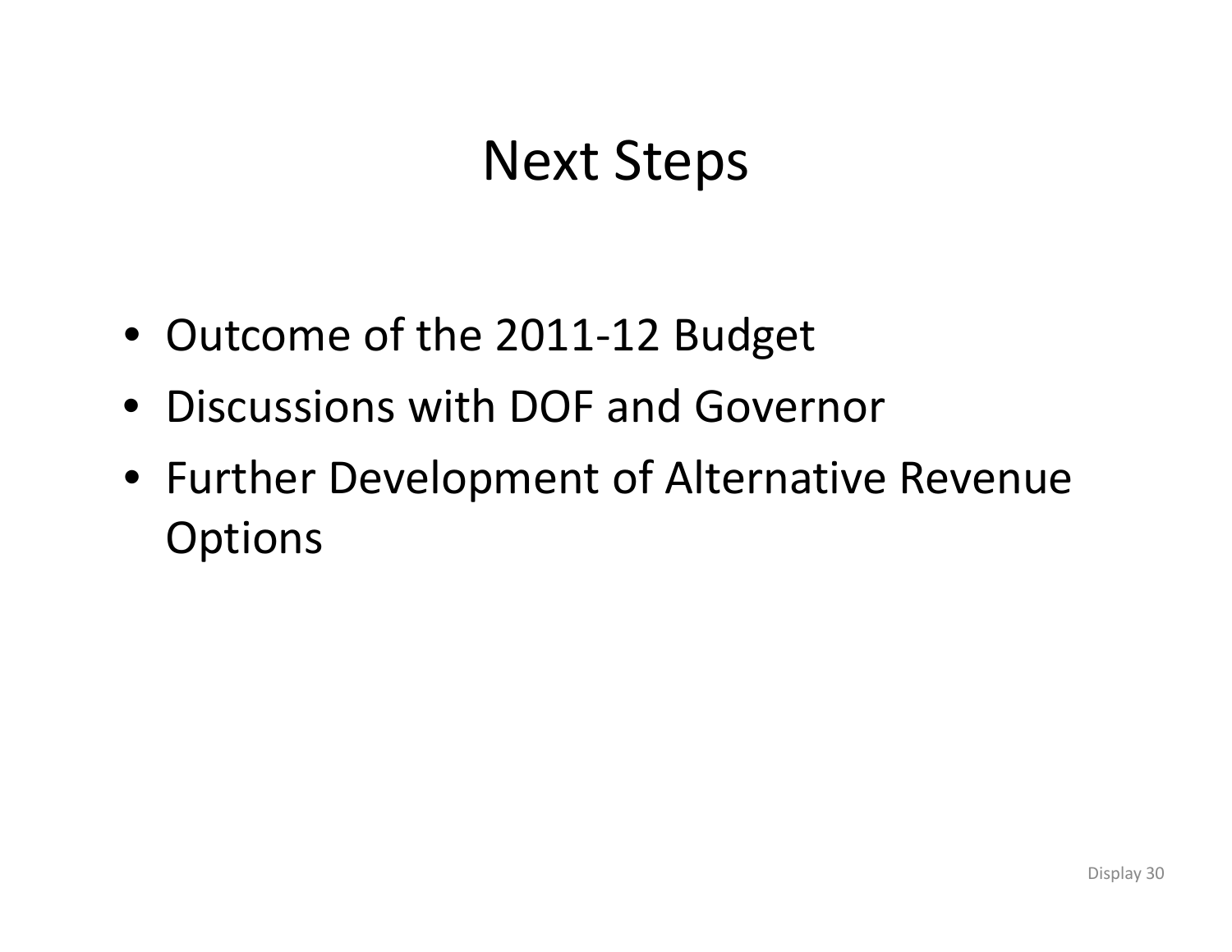# Next Steps

- Outcome of the 2011-12 Budget
- Discussions with DOF and Governor
- Further Development of Alternative Revenue Options

Display 30